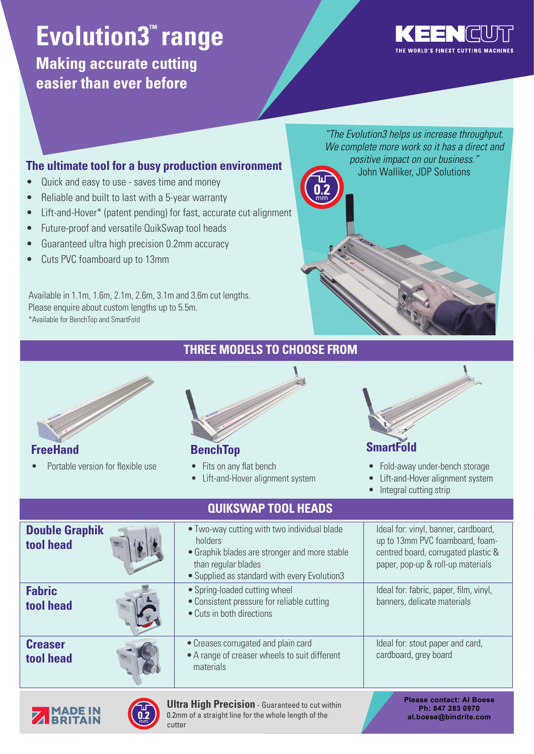# Evolution3™ range

## Making accurate cutting easier than ever before

KEENCUT
THE WORLD'S FINEST CUTTING MACHINES

### The ultimate tool for a busy production environment

- Quick and easy to use - saves time and money
- Reliable and built to last with a 5-year warranty
- Lift-and-Hover* (patent pending) for fast, accurate cut alignment
- Future-proof and versatile QuikSwap tool heads
- Guaranteed ultra high precision 0.2mm accuracy
- Cuts PVC foamboard up to 13mm

*"The Evolution3 helps us increase throughput. We complete more work so it has a direct and positive impact on our business."*
John Walliker, JDP Solutions

Available in 1.1m, 1.6m, 2.1m, 2.6m, 3.1m and 3.6m cut lengths.
Please enquire about custom lengths up to 5.5m.
*Available for BenchTop and SmartFold

## THREE MODELS TO CHOOSE FROM

### FreeHand

- Portable version for flexible use

### BenchTop

- Fits on any flat bench
- Lift-and-Hover alignment system

### SmartFold

- Fold-away under-bench storage
- Lift-and-Hover alignment system
- Integral cutting strip

## QUIKSWAP TOOL HEADS

| Tool head | Features | Ideal for |
|---|---|---|
| **Double Graphik tool head** | • Two-way cutting with two individual blade holders<br>• Graphik blades are stronger and more stable than regular blades<br>• Supplied as standard with every Evolution3 | Ideal for: vinyl, banner, cardboard, up to 13mm PVC foamboard, foam-centred board, corrugated plastic & paper, pop-up & roll-up materials |
| **Fabric tool head** | • Spring-loaded cutting wheel<br>• Consistent pressure for reliable cutting<br>• Cuts in both directions | Ideal for: fabric, paper, film, vinyl, banners, delicate materials |
| **Creaser tool head** | • Creases corrugated and plain card<br>• A range of creaser wheels to suit different materials | Ideal for: stout paper and card, cardboard, grey board |

MADE IN BRITAIN

**Ultra High Precision** - Guaranteed to cut within 0.2mm of a straight line for the whole length of the cutter

**Please contact: Al Boese**
**Ph: 847 283 0970**
**al.boese@bindrite.com**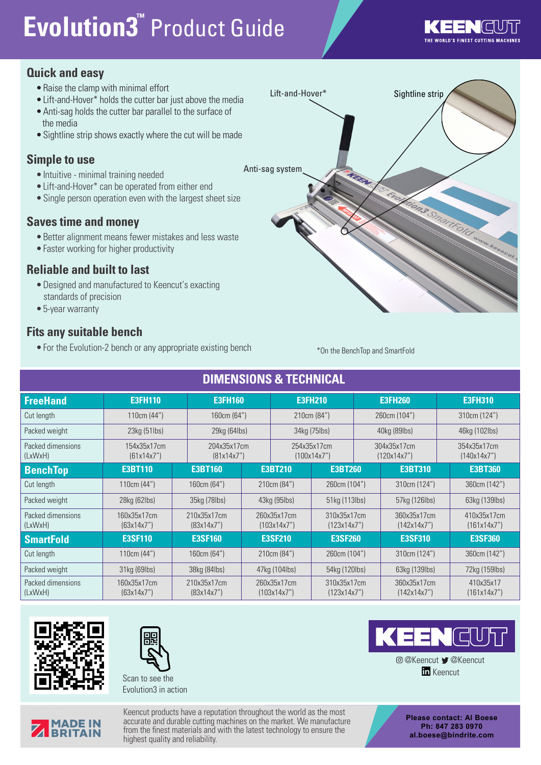# Evolution3™ Product Guide

KEENCUT
THE WORLD'S FINEST CUTTING MACHINES

## Quick and easy

- Raise the clamp with minimal effort
- Lift-and-Hover* holds the cutter bar just above the media
- Anti-sag holds the cutter bar parallel to the surface of the media
- Sightline strip shows exactly where the cut will be made

## Simple to use

- Intuitive - minimal training needed
- Lift-and-Hover* can be operated from either end
- Single person operation even with the largest sheet size

## Saves time and money

- Better alignment means fewer mistakes and less waste
- Faster working for higher productivity

## Reliable and built to last

- Designed and manufactured to Keencut's exacting standards of precision
- 5-year warranty

## Fits any suitable bench

- For the Evolution-2 bench or any appropriate existing bench

Lift-and-Hover*

Sightline strip

Anti-sag system

*On the BenchTop and SmartFold

## DIMENSIONS & TECHNICAL

| FreeHand | E3FH110 | E3FH160 | E3FH210 | E3FH260 | E3FH310 | |
|---|---|---|---|---|---|---|
| Cut length | 110cm (44") | 160cm (64") | 210cm (84") | 260cm (104") | 310cm (124") | |
| Packed weight | 23kg (51lbs) | 29kg (64lbs) | 34kg (75lbs) | 40kg (89lbs) | 46kg (102lbs) | |
| Packed dimensions (LxWxH) | 154x35x17cm (61x14x7") | 204x35x17cm (81x14x7") | 254x35x17cm (100x14x7") | 304x35x17cm (120x14x7") | 354x35x17cm (140x14x7") | |
| **BenchTop** | **E3BT110** | **E3BT160** | **E3BT210** | **E3BT260** | **E3BT310** | **E3BT360** |
| Cut length | 110cm (44") | 160cm (64") | 210cm (84") | 260cm (104") | 310cm (124") | 360cm (142") |
| Packed weight | 28kg (62lbs) | 35kg (78lbs) | 43kg (95lbs) | 51kg (113lbs) | 57kg (126lbs) | 63kg (139lbs) |
| Packed dimensions (LxWxH) | 160x35x17cm (63x14x7") | 210x35x17cm (83x14x7") | 260x35x17cm (103x14x7") | 310x35x17cm (123x14x7") | 360x35x17cm (142x14x7") | 410x35x17cm (161x14x7") |
| **SmartFold** | **E3SF110** | **E3SF160** | **E3SF210** | **E3SF260** | **E3SF310** | **E3SF360** |
| Cut length | 110cm (44") | 160cm (64") | 210cm (84") | 260cm (104") | 310cm (124") | 360cm (142") |
| Packed weight | 31kg (69lbs) | 38kg (84lbs) | 47kg (104lbs) | 54kg (120lbs) | 63kg (139lbs) | 72kg (159lbs) |
| Packed dimensions (LxWxH) | 160x35x17cm (63x14x7") | 210x35x17cm (83x14x7") | 260x35x17cm (103x14x7") | 310x35x17cm (123x14x7") | 360x35x17cm (142x14x7") | 410x35x17 (161x14x7") |

Scan to see the Evolution3 in action

KEENCUT

@Keencut @Keencut

Keencut

MADE IN BRITAIN

Keencut products have a reputation throughout the world as the most accurate and durable cutting machines on the market. We manufacture from the finest materials and with the latest technology to ensure the highest quality and reliability.

**Please contact: Al Boese**
**Ph: 847 283 0970**
**al.boese@bindrite.com**